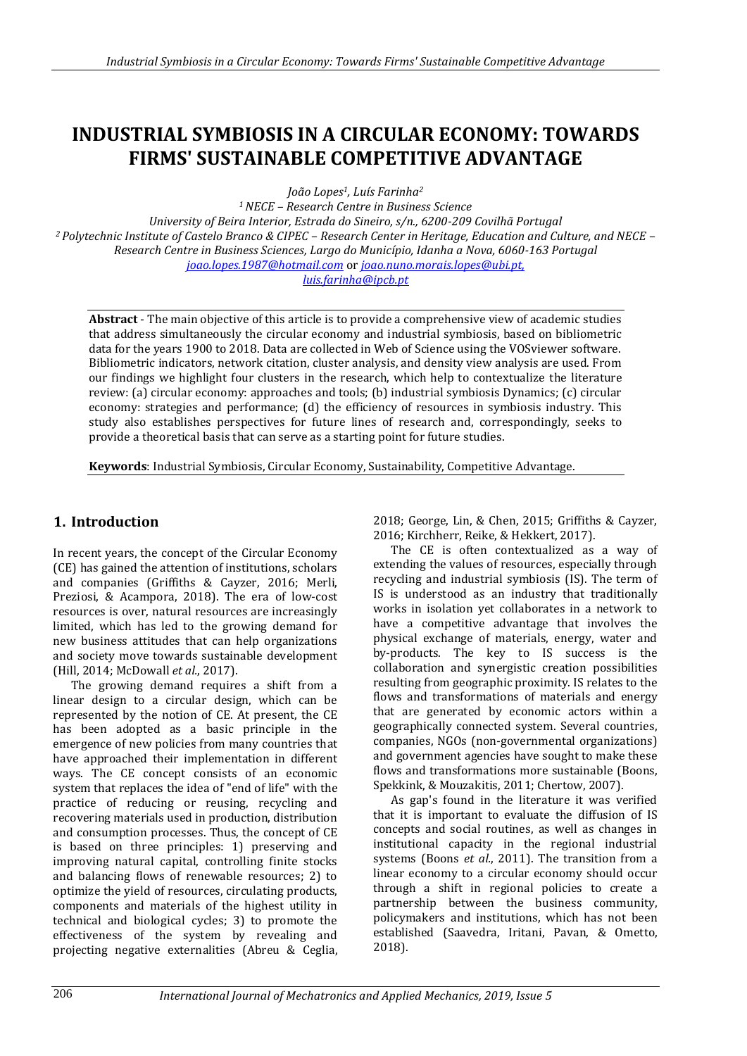# INDUSTRIAL SYMBIOSIS IN A CIRCULAR ECONOMY: TOWARDS FIRMS' SUSTAINABLE COMPETITIVE ADVANTAGE

*João Lopes[1], Luís Farinha[2]*

*[1] NECE – Research Centre in Business Science*
*University of Beira Interior, Estrada do Sineiro, s/n., 6200-209 Covilhã Portugal*
*[2] Polytechnic Institute of Castelo Branco & CIPEC – Research Center in Heritage, Education and Culture, and NECE – Research Centre in Business Sciences, Largo do Município, Idanha a Nova, 6060-163 Portugal*
*joao.lopes.1987@hotmail.com* or *joao.nuno.morais.lopes@ubi.pt,*
*luis.farinha@ipcb.pt*

**Abstract** - The main objective of this article is to provide a comprehensive view of academic studies that address simultaneously the circular economy and industrial symbiosis, based on bibliometric data for the years 1900 to 2018. Data are collected in Web of Science using the VOSviewer software. Bibliometric indicators, network citation, cluster analysis, and density view analysis are used. From our findings we highlight four clusters in the research, which help to contextualize the literature review: (a) circular economy: approaches and tools; (b) industrial symbiosis Dynamics; (c) circular economy: strategies and performance; (d) the efficiency of resources in symbiosis industry. This study also establishes perspectives for future lines of research and, correspondingly, seeks to provide a theoretical basis that can serve as a starting point for future studies.

**Keywords**: Industrial Symbiosis, Circular Economy, Sustainability, Competitive Advantage.

## 1. Introduction

In recent years, the concept of the Circular Economy (CE) has gained the attention of institutions, scholars and companies (Griffiths & Cayzer, 2016; Merli, Preziosi, & Acampora, 2018). The era of low-cost resources is over, natural resources are increasingly limited, which has led to the growing demand for new business attitudes that can help organizations and society move towards sustainable development (Hill, 2014; McDowall *et al*., 2017).

The growing demand requires a shift from a linear design to a circular design, which can be represented by the notion of CE. At present, the CE has been adopted as a basic principle in the emergence of new policies from many countries that have approached their implementation in different ways. The CE concept consists of an economic system that replaces the idea of "end of life" with the practice of reducing or reusing, recycling and recovering materials used in production, distribution and consumption processes. Thus, the concept of CE is based on three principles: 1) preserving and improving natural capital, controlling finite stocks and balancing flows of renewable resources; 2) to optimize the yield of resources, circulating products, components and materials of the highest utility in technical and biological cycles; 3) to promote the effectiveness of the system by revealing and projecting negative externalities (Abreu & Ceglia, 2018; George, Lin, & Chen, 2015; Griffiths & Cayzer, 2016; Kirchherr, Reike, & Hekkert, 2017).

The CE is often contextualized as a way of extending the values of resources, especially through recycling and industrial symbiosis (IS). The term of IS is understood as an industry that traditionally works in isolation yet collaborates in a network to have a competitive advantage that involves the physical exchange of materials, energy, water and by-products. The key to IS success is the collaboration and synergistic creation possibilities resulting from geographic proximity. IS relates to the flows and transformations of materials and energy that are generated by economic actors within a geographically connected system. Several countries, companies, NGOs (non-governmental organizations) and government agencies have sought to make these flows and transformations more sustainable (Boons, Spekkink, & Mouzakitis, 2011; Chertow, 2007).

As gap's found in the literature it was verified that it is important to evaluate the diffusion of IS concepts and social routines, as well as changes in institutional capacity in the regional industrial systems (Boons *et al*., 2011). The transition from a linear economy to a circular economy should occur through a shift in regional policies to create a partnership between the business community, policymakers and institutions, which has not been established (Saavedra, Iritani, Pavan, & Ometto, 2018).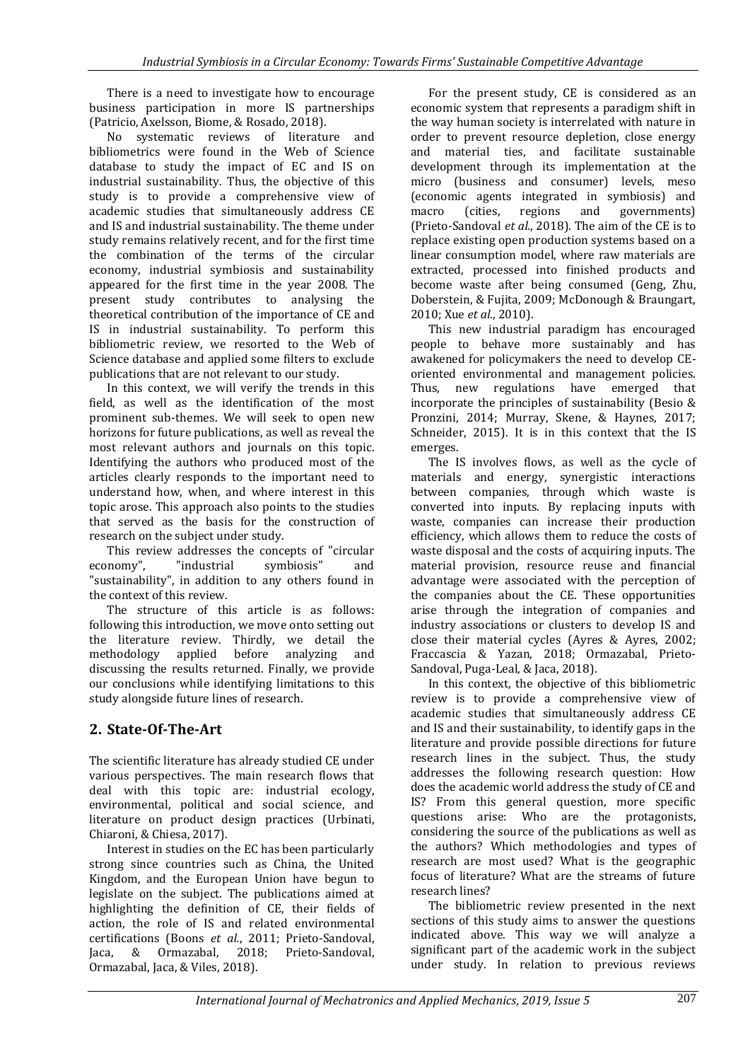There is a need to investigate how to encourage business participation in more IS partnerships (Patricio, Axelsson, Biome, & Rosado, 2018).

No systematic reviews of literature and bibliometrics were found in the Web of Science database to study the impact of EC and IS on industrial sustainability. Thus, the objective of this study is to provide a comprehensive view of academic studies that simultaneously address CE and IS and industrial sustainability. The theme under study remains relatively recent, and for the first time the combination of the terms of the circular economy, industrial symbiosis and sustainability appeared for the first time in the year 2008. The present study contributes to analysing the theoretical contribution of the importance of CE and IS in industrial sustainability. To perform this bibliometric review, we resorted to the Web of Science database and applied some filters to exclude publications that are not relevant to our study.

In this context, we will verify the trends in this field, as well as the identification of the most prominent sub-themes. We will seek to open new horizons for future publications, as well as reveal the most relevant authors and journals on this topic. Identifying the authors who produced most of the articles clearly responds to the important need to understand how, when, and where interest in this topic arose. This approach also points to the studies that served as the basis for the construction of research on the subject under study.

This review addresses the concepts of "circular economy", "industrial symbiosis" and "sustainability", in addition to any others found in the context of this review.

The structure of this article is as follows: following this introduction, we move onto setting out the literature review. Thirdly, we detail the methodology applied before analyzing and discussing the results returned. Finally, we provide our conclusions while identifying limitations to this study alongside future lines of research.

## 2. State-Of-The-Art

The scientific literature has already studied CE under various perspectives. The main research flows that deal with this topic are: industrial ecology, environmental, political and social science, and literature on product design practices (Urbinati, Chiaroni, & Chiesa, 2017).

Interest in studies on the EC has been particularly strong since countries such as China, the United Kingdom, and the European Union have begun to legislate on the subject. The publications aimed at highlighting the definition of CE, their fields of action, the role of IS and related environmental certifications (Boons *et al.*, 2011; Prieto-Sandoval, Jaca, & Ormazabal, 2018; Prieto-Sandoval, Ormazabal, Jaca, & Viles, 2018).

For the present study, CE is considered as an economic system that represents a paradigm shift in the way human society is interrelated with nature in order to prevent resource depletion, close energy and material ties, and facilitate sustainable development through its implementation at the micro (business and consumer) levels, meso (economic agents integrated in symbiosis) and macro (cities, regions and governments) (Prieto-Sandoval *et al.*, 2018). The aim of the CE is to replace existing open production systems based on a linear consumption model, where raw materials are extracted, processed into finished products and become waste after being consumed (Geng, Zhu, Doberstein, & Fujita, 2009; McDonough & Braungart, 2010; Xue *et al.*, 2010).

This new industrial paradigm has encouraged people to behave more sustainably and has awakened for policymakers the need to develop CE-oriented environmental and management policies. Thus, new regulations have emerged that incorporate the principles of sustainability (Besio & Pronzini, 2014; Murray, Skene, & Haynes, 2017; Schneider, 2015). It is in this context that the IS emerges.

The IS involves flows, as well as the cycle of materials and energy, synergistic interactions between companies, through which waste is converted into inputs. By replacing inputs with waste, companies can increase their production efficiency, which allows them to reduce the costs of waste disposal and the costs of acquiring inputs. The material provision, resource reuse and financial advantage were associated with the perception of the companies about the CE. These opportunities arise through the integration of companies and industry associations or clusters to develop IS and close their material cycles (Ayres & Ayres, 2002; Fraccascia & Yazan, 2018; Ormazabal, Prieto-Sandoval, Puga-Leal, & Jaca, 2018).

In this context, the objective of this bibliometric review is to provide a comprehensive view of academic studies that simultaneously address CE and IS and their sustainability, to identify gaps in the literature and provide possible directions for future research lines in the subject. Thus, the study addresses the following research question: How does the academic world address the study of CE and IS? From this general question, more specific questions arise: Who are the protagonists, considering the source of the publications as well as the authors? Which methodologies and types of research are most used? What is the geographic focus of literature? What are the streams of future research lines?

The bibliometric review presented in the next sections of this study aims to answer the questions indicated above. This way we will analyze a significant part of the academic work in the subject under study. In relation to previous reviews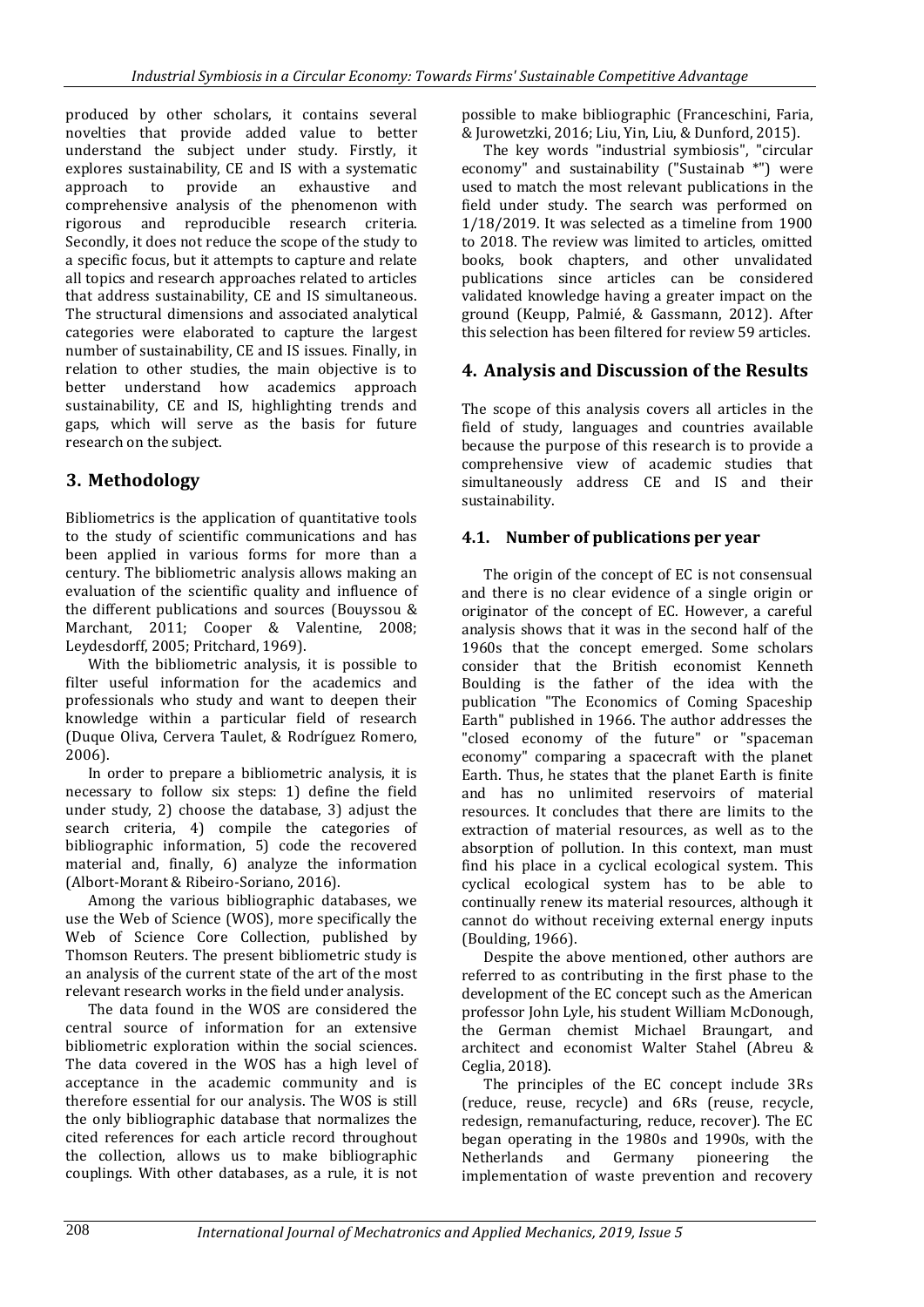produced by other scholars, it contains several novelties that provide added value to better understand the subject under study. Firstly, it explores sustainability, CE and IS with a systematic approach to provide an exhaustive and comprehensive analysis of the phenomenon with rigorous and reproducible research criteria. Secondly, it does not reduce the scope of the study to a specific focus, but it attempts to capture and relate all topics and research approaches related to articles that address sustainability, CE and IS simultaneous. The structural dimensions and associated analytical categories were elaborated to capture the largest number of sustainability, CE and IS issues. Finally, in relation to other studies, the main objective is to better understand how academics approach sustainability, CE and IS, highlighting trends and gaps, which will serve as the basis for future research on the subject.

## 3. Methodology

Bibliometrics is the application of quantitative tools to the study of scientific communications and has been applied in various forms for more than a century. The bibliometric analysis allows making an evaluation of the scientific quality and influence of the different publications and sources (Bouyssou & Marchant, 2011; Cooper & Valentine, 2008; Leydesdorff, 2005; Pritchard, 1969).

With the bibliometric analysis, it is possible to filter useful information for the academics and professionals who study and want to deepen their knowledge within a particular field of research (Duque Oliva, Cervera Taulet, & Rodríguez Romero, 2006).

In order to prepare a bibliometric analysis, it is necessary to follow six steps: 1) define the field under study, 2) choose the database, 3) adjust the search criteria, 4) compile the categories of bibliographic information, 5) code the recovered material and, finally, 6) analyze the information (Albort-Morant & Ribeiro-Soriano, 2016).

Among the various bibliographic databases, we use the Web of Science (WOS), more specifically the Web of Science Core Collection, published by Thomson Reuters. The present bibliometric study is an analysis of the current state of the art of the most relevant research works in the field under analysis.

The data found in the WOS are considered the central source of information for an extensive bibliometric exploration within the social sciences. The data covered in the WOS has a high level of acceptance in the academic community and is therefore essential for our analysis. The WOS is still the only bibliographic database that normalizes the cited references for each article record throughout the collection, allows us to make bibliographic couplings. With other databases, as a rule, it is not possible to make bibliographic (Franceschini, Faria, & Jurowetzki, 2016; Liu, Yin, Liu, & Dunford, 2015).

The key words "industrial symbiosis", "circular economy" and sustainability ("Sustainab *") were used to match the most relevant publications in the field under study. The search was performed on 1/18/2019. It was selected as a timeline from 1900 to 2018. The review was limited to articles, omitted books, book chapters, and other unvalidated publications since articles can be considered validated knowledge having a greater impact on the ground (Keupp, Palmié, & Gassmann, 2012). After this selection has been filtered for review 59 articles.

## 4. Analysis and Discussion of the Results

The scope of this analysis covers all articles in the field of study, languages and countries available because the purpose of this research is to provide a comprehensive view of academic studies that simultaneously address CE and IS and their sustainability.

### 4.1. Number of publications per year

The origin of the concept of EC is not consensual and there is no clear evidence of a single origin or originator of the concept of EC. However, a careful analysis shows that it was in the second half of the 1960s that the concept emerged. Some scholars consider that the British economist Kenneth Boulding is the father of the idea with the publication "The Economics of Coming Spaceship Earth" published in 1966. The author addresses the "closed economy of the future" or "spaceman economy" comparing a spacecraft with the planet Earth. Thus, he states that the planet Earth is finite and has no unlimited reservoirs of material resources. It concludes that there are limits to the extraction of material resources, as well as to the absorption of pollution. In this context, man must find his place in a cyclical ecological system. This cyclical ecological system has to be able to continually renew its material resources, although it cannot do without receiving external energy inputs (Boulding, 1966).

Despite the above mentioned, other authors are referred to as contributing in the first phase to the development of the EC concept such as the American professor John Lyle, his student William McDonough, the German chemist Michael Braungart, and architect and economist Walter Stahel (Abreu & Ceglia, 2018).

The principles of the EC concept include 3Rs (reduce, reuse, recycle) and 6Rs (reuse, recycle, redesign, remanufacturing, reduce, recover). The EC began operating in the 1980s and 1990s, with the Netherlands and Germany pioneering the implementation of waste prevention and recovery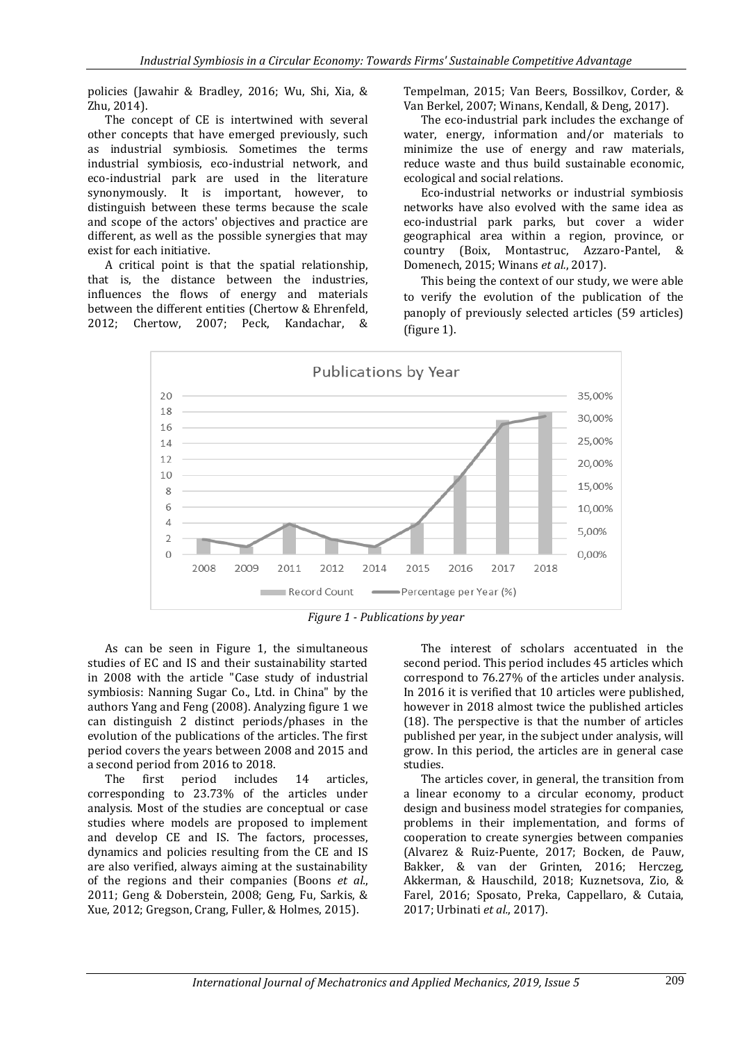policies (Jawahir & Bradley, 2016; Wu, Shi, Xia, & Zhu, 2014).

The concept of CE is intertwined with several other concepts that have emerged previously, such as industrial symbiosis. Sometimes the terms industrial symbiosis, eco-industrial network, and eco-industrial park are used in the literature synonymously. It is important, however, to distinguish between these terms because the scale and scope of the actors' objectives and practice are different, as well as the possible synergies that may exist for each initiative.

A critical point is that the spatial relationship, that is, the distance between the industries, influences the flows of energy and materials between the different entities (Chertow & Ehrenfeld, 2012; Chertow, 2007; Peck, Kandachar, & Tempelman, 2015; Van Beers, Bossilkov, Corder, & Van Berkel, 2007; Winans, Kendall, & Deng, 2017).

The eco-industrial park includes the exchange of water, energy, information and/or materials to minimize the use of energy and raw materials, reduce waste and thus build sustainable economic, ecological and social relations.

Eco-industrial networks or industrial symbiosis networks have also evolved with the same idea as eco-industrial park parks, but cover a wider geographical area within a region, province, or country (Boix, Montastruc, Azzaro-Pantel, & Domenech, 2015; Winans *et al.*, 2017).

This being the context of our study, we were able to verify the evolution of the publication of the panoply of previously selected articles (59 articles) (figure 1).

*Figure 1 - Publications by year*

As can be seen in Figure 1, the simultaneous studies of EC and IS and their sustainability started in 2008 with the article "Case study of industrial symbiosis: Nanning Sugar Co., Ltd. in China" by the authors Yang and Feng (2008). Analyzing figure 1 we can distinguish 2 distinct periods/phases in the evolution of the publications of the articles. The first period covers the years between 2008 and 2015 and a second period from 2016 to 2018.

The first period includes 14 articles, corresponding to 23.73% of the articles under analysis. Most of the studies are conceptual or case studies where models are proposed to implement and develop CE and IS. The factors, processes, dynamics and policies resulting from the CE and IS are also verified, always aiming at the sustainability of the regions and their companies (Boons *et al.*, 2011; Geng & Doberstein, 2008; Geng, Fu, Sarkis, & Xue, 2012; Gregson, Crang, Fuller, & Holmes, 2015).

The interest of scholars accentuated in the second period. This period includes 45 articles which correspond to 76.27% of the articles under analysis. In 2016 it is verified that 10 articles were published, however in 2018 almost twice the published articles (18). The perspective is that the number of articles published per year, in the subject under analysis, will grow. In this period, the articles are in general case studies.

The articles cover, in general, the transition from a linear economy to a circular economy, product design and business model strategies for companies, problems in their implementation, and forms of cooperation to create synergies between companies (Alvarez & Ruiz-Puente, 2017; Bocken, de Pauw, Bakker, & van der Grinten, 2016; Herczeg, Akkerman, & Hauschild, 2018; Kuznetsova, Zio, & Farel, 2016; Sposato, Preka, Cappellaro, & Cutaia, 2017; Urbinati *et al.*, 2017).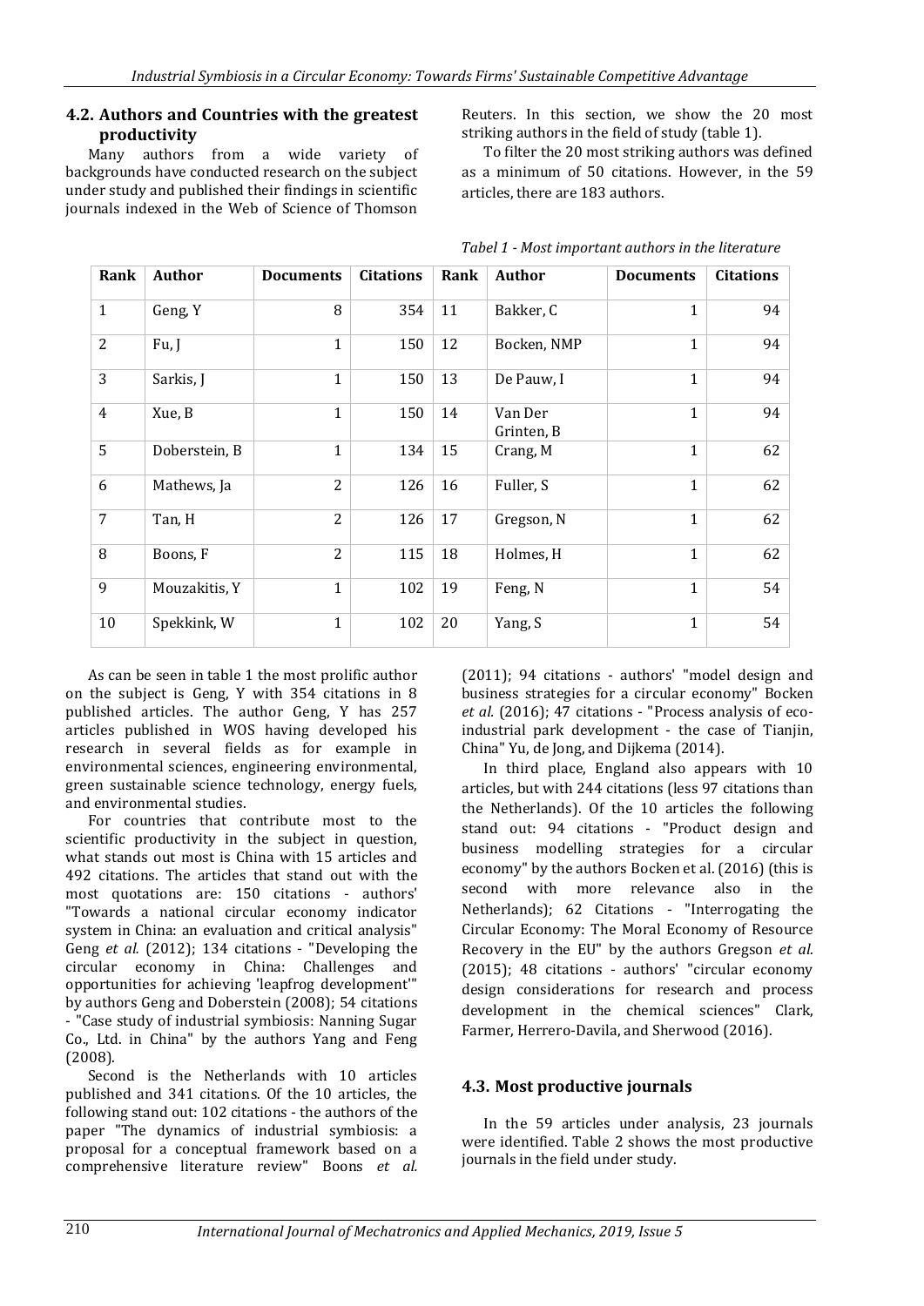### 4.2. Authors and Countries with the greatest productivity

Many authors from a wide variety of backgrounds have conducted research on the subject under study and published their findings in scientific journals indexed in the Web of Science of Thomson Reuters. In this section, we show the 20 most striking authors in the field of study (table 1).

To filter the 20 most striking authors was defined as a minimum of 50 citations. However, in the 59 articles, there are 183 authors.

*Tabel 1 - Most important authors in the literature*

| Rank | Author | Documents | Citations | Rank | Author | Documents | Citations |
|---|---|---|---|---|---|---|---|
| 1 | Geng, Y | 8 | 354 | 11 | Bakker, C | 1 | 94 |
| 2 | Fu, J | 1 | 150 | 12 | Bocken, NMP | 1 | 94 |
| 3 | Sarkis, J | 1 | 150 | 13 | De Pauw, I | 1 | 94 |
| 4 | Xue, B | 1 | 150 | 14 | Van Der Grinten, B | 1 | 94 |
| 5 | Doberstein, B | 1 | 134 | 15 | Crang, M | 1 | 62 |
| 6 | Mathews, Ja | 2 | 126 | 16 | Fuller, S | 1 | 62 |
| 7 | Tan, H | 2 | 126 | 17 | Gregson, N | 1 | 62 |
| 8 | Boons, F | 2 | 115 | 18 | Holmes, H | 1 | 62 |
| 9 | Mouzakitis, Y | 1 | 102 | 19 | Feng, N | 1 | 54 |
| 10 | Spekkink, W | 1 | 102 | 20 | Yang, S | 1 | 54 |

As can be seen in table 1 the most prolific author on the subject is Geng, Y with 354 citations in 8 published articles. The author Geng, Y has 257 articles published in WOS having developed his research in several fields as for example in environmental sciences, engineering environmental, green sustainable science technology, energy fuels, and environmental studies.

For countries that contribute most to the scientific productivity in the subject in question, what stands out most is China with 15 articles and 492 citations. The articles that stand out with the most quotations are: 150 citations - authors' "Towards a national circular economy indicator system in China: an evaluation and critical analysis" Geng *et al.* (2012); 134 citations - "Developing the circular economy in China: Challenges and opportunities for achieving 'leapfrog development'" by authors Geng and Doberstein (2008); 54 citations - "Case study of industrial symbiosis: Nanning Sugar Co., Ltd. in China" by the authors Yang and Feng (2008).

Second is the Netherlands with 10 articles published and 341 citations. Of the 10 articles, the following stand out: 102 citations - the authors of the paper "The dynamics of industrial symbiosis: a proposal for a conceptual framework based on a comprehensive literature review" Boons *et al.* (2011); 94 citations - authors' "model design and business strategies for a circular economy" Bocken *et al.* (2016); 47 citations - "Process analysis of eco-industrial park development - the case of Tianjin, China" Yu, de Jong, and Dijkema (2014).

In third place, England also appears with 10 articles, but with 244 citations (less 97 citations than the Netherlands). Of the 10 articles the following stand out: 94 citations - "Product design and business modelling strategies for a circular economy" by the authors Bocken et al. (2016) (this is second with more relevance also in the Netherlands); 62 Citations - "Interrogating the Circular Economy: The Moral Economy of Resource Recovery in the EU" by the authors Gregson *et al.* (2015); 48 citations - authors' "circular economy design considerations for research and process development in the chemical sciences" Clark, Farmer, Herrero-Davila, and Sherwood (2016).

### 4.3. Most productive journals

In the 59 articles under analysis, 23 journals were identified. Table 2 shows the most productive journals in the field under study.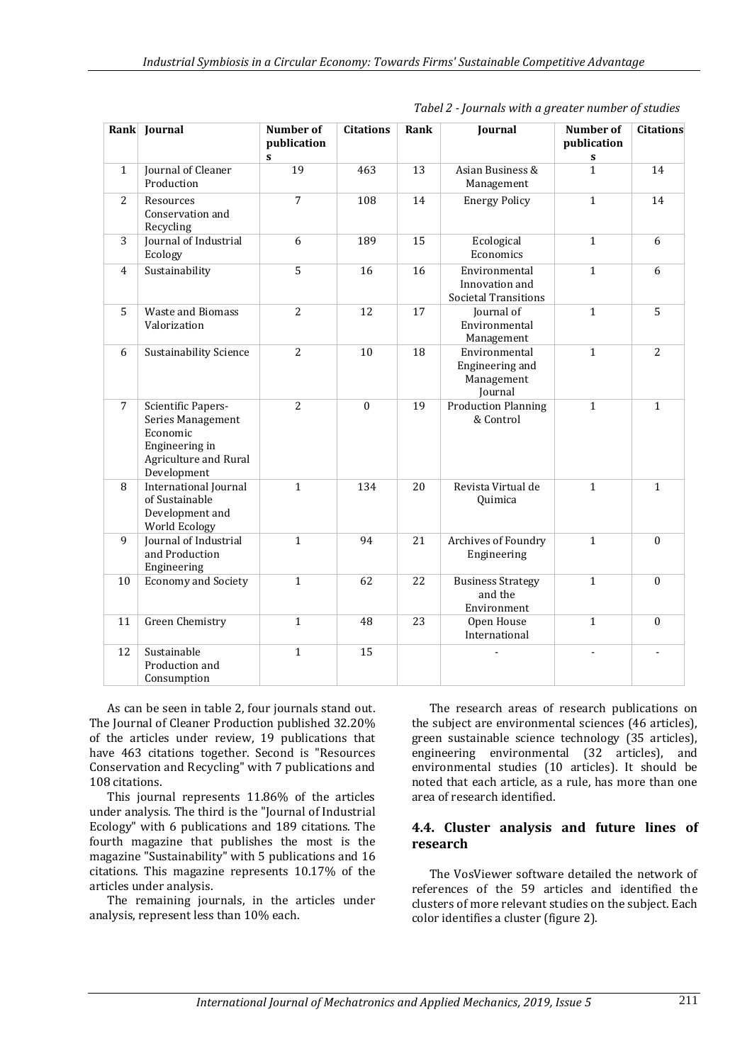*Tabel 2 - Journals with a greater number of studies*

| Rank | Journal | Number of publications | Citations | Rank | Journal | Number of publications | Citations |
|---|---|---|---|---|---|---|---|
| 1 | Journal of Cleaner Production | 19 | 463 | 13 | Asian Business & Management | 1 | 14 |
| 2 | Resources Conservation and Recycling | 7 | 108 | 14 | Energy Policy | 1 | 14 |
| 3 | Journal of Industrial Ecology | 6 | 189 | 15 | Ecological Economics | 1 | 6 |
| 4 | Sustainability | 5 | 16 | 16 | Environmental Innovation and Societal Transitions | 1 | 6 |
| 5 | Waste and Biomass Valorization | 2 | 12 | 17 | Journal of Environmental Management | 1 | 5 |
| 6 | Sustainability Science | 2 | 10 | 18 | Environmental Engineering and Management Journal | 1 | 2 |
| 7 | Scientific Papers-Series Management Economic Engineering in Agriculture and Rural Development | 2 | 0 | 19 | Production Planning & Control | 1 | 1 |
| 8 | International Journal of Sustainable Development and World Ecology | 1 | 134 | 20 | Revista Virtual de Quimica | 1 | 1 |
| 9 | Journal of Industrial and Production Engineering | 1 | 94 | 21 | Archives of Foundry Engineering | 1 | 0 |
| 10 | Economy and Society | 1 | 62 | 22 | Business Strategy and the Environment | 1 | 0 |
| 11 | Green Chemistry | 1 | 48 | 23 | Open House International | 1 | 0 |
| 12 | Sustainable Production and Consumption | 1 | 15 | | - | - | - |

As can be seen in table 2, four journals stand out. The Journal of Cleaner Production published 32.20% of the articles under review, 19 publications that have 463 citations together. Second is "Resources Conservation and Recycling" with 7 publications and 108 citations.

This journal represents 11.86% of the articles under analysis. The third is the "Journal of Industrial Ecology" with 6 publications and 189 citations. The fourth magazine that publishes the most is the magazine "Sustainability" with 5 publications and 16 citations. This magazine represents 10.17% of the articles under analysis.

The remaining journals, in the articles under analysis, represent less than 10% each.

The research areas of research publications on the subject are environmental sciences (46 articles), green sustainable science technology (35 articles), engineering environmental (32 articles), and environmental studies (10 articles). It should be noted that each article, as a rule, has more than one area of research identified.

### 4.4. Cluster analysis and future lines of research

The VosViewer software detailed the network of references of the 59 articles and identified the clusters of more relevant studies on the subject. Each color identifies a cluster (figure 2).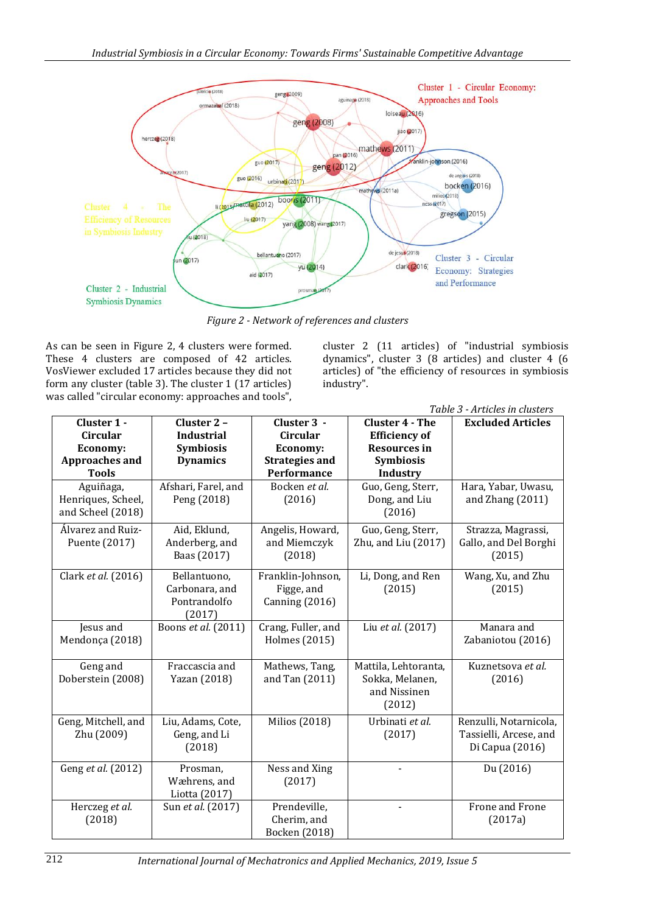Figure 2 - Network of references and clusters

As can be seen in Figure 2, 4 clusters were formed. These 4 clusters are composed of 42 articles. VosViewer excluded 17 articles because they did not form any cluster (table 3). The cluster 1 (17 articles) was called "circular economy: approaches and tools", cluster 2 (11 articles) of "industrial symbiosis dynamics", cluster 3 (8 articles) and cluster 4 (6 articles) of "the efficiency of resources in symbiosis industry".

*Table 3 - Articles in clusters*

| Cluster 1 - Circular Economy: Approaches and Tools | Cluster 2 – Industrial Symbiosis Dynamics | Cluster 3 - Circular Economy: Strategies and Performance | Cluster 4 - The Efficiency of Resources in Symbiosis Industry | Excluded Articles |
|---|---|---|---|---|
| Aguiñaga, Henriques, Scheel, and Scheel (2018) | Afshari, Farel, and Peng (2018) | Bocken *et al.* (2016) | Guo, Geng, Sterr, Dong, and Liu (2016) | Hara, Yabar, Uwasu, and Zhang (2011) |
| Álvarez and Ruiz-Puente (2017) | Aid, Eklund, Anderberg, and Baas (2017) | Angelis, Howard, and Miemczyk (2018) | Guo, Geng, Sterr, Zhu, and Liu (2017) | Strazza, Magrassi, Gallo, and Del Borghi (2015) |
| Clark *et al.* (2016) | Bellantuono, Carbonara, and Pontrandolfo (2017) | Franklin-Johnson, Figge, and Canning (2016) | Li, Dong, and Ren (2015) | Wang, Xu, and Zhu (2015) |
| Jesus and Mendonça (2018) | Boons *et al.* (2011) | Crang, Fuller, and Holmes (2015) | Liu *et al.* (2017) | Manara and Zabaniotou (2016) |
| Geng and Doberstein (2008) | Fraccascia and Yazan (2018) | Mathews, Tang, and Tan (2011) | Mattila, Lehtoranta, Sokka, Melanen, and Nissinen (2012) | Kuznetsova *et al.* (2016) |
| Geng, Mitchell, and Zhu (2009) | Liu, Adams, Cote, Geng, and Li (2018) | Milios (2018) | Urbinati *et al.* (2017) | Renzulli, Notarnicola, Tassielli, Arcese, and Di Capua (2016) |
| Geng *et al.* (2012) | Prosman, Wæhrens, and Liotta (2017) | Ness and Xing (2017) | - | Du (2016) |
| Herczeg *et al.* (2018) | Sun *et al.* (2017) | Prendeville, Cherim, and Bocken (2018) | - | Frone and Frone (2017a) |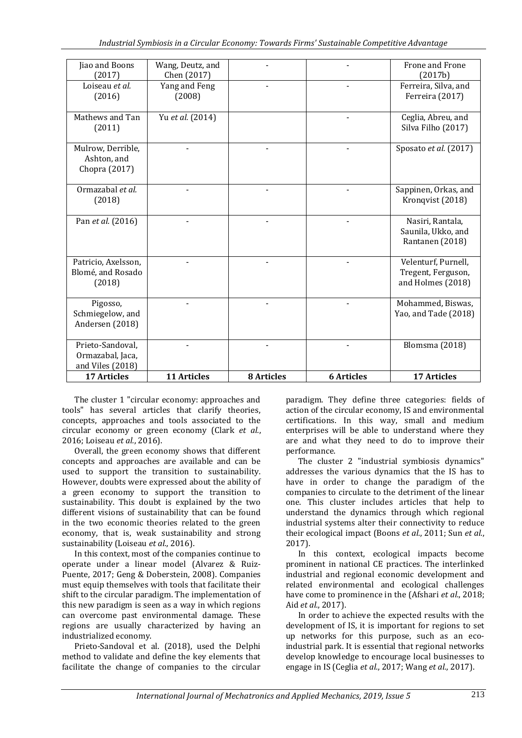| Jiao and Boons (2017) | Wang, Deutz, and Chen (2017) | - | - | Frone and Frone (2017b) |
|---|---|---|---|---|
| Loiseau *et al.* (2016) | Yang and Feng (2008) | - | - | Ferreira, Silva, and Ferreira (2017) |
| Mathews and Tan (2011) | Yu *et al.* (2014) | | - | Ceglia, Abreu, and Silva Filho (2017) |
| Mulrow, Derrible, Ashton, and Chopra (2017) | - | - | - | Sposato *et al.* (2017) |
| Ormazabal *et al.* (2018) | - | - | - | Sappinen, Orkas, and Kronqvist (2018) |
| Pan *et al.* (2016) | - | - | - | Nasiri, Rantala, Saunila, Ukko, and Rantanen (2018) |
| Patricio, Axelsson, Blomé, and Rosado (2018) | - | - | - | Velenturf, Purnell, Tregent, Ferguson, and Holmes (2018) |
| Pigosso, Schmiegelow, and Andersen (2018) | - | - | - | Mohammed, Biswas, Yao, and Tade (2018) |
| Prieto-Sandoval, Ormazabal, Jaca, and Viles (2018) | - | - | - | Blomsma (2018) |
| **17 Articles** | **11 Articles** | **8 Articles** | **6 Articles** | **17 Articles** |

The cluster 1 "circular economy: approaches and tools" has several articles that clarify theories, concepts, approaches and tools associated to the circular economy or green economy (Clark *et al.*, 2016; Loiseau *et al.*, 2016).

Overall, the green economy shows that different concepts and approaches are available and can be used to support the transition to sustainability. However, doubts were expressed about the ability of a green economy to support the transition to sustainability. This doubt is explained by the two different visions of sustainability that can be found in the two economic theories related to the green economy, that is, weak sustainability and strong sustainability (Loiseau *et al.*, 2016).

In this context, most of the companies continue to operate under a linear model (Alvarez & Ruiz-Puente, 2017; Geng & Doberstein, 2008). Companies must equip themselves with tools that facilitate their shift to the circular paradigm. The implementation of this new paradigm is seen as a way in which regions can overcome past environmental damage. These regions are usually characterized by having an industrialized economy.

Prieto-Sandoval et al. (2018), used the Delphi method to validate and define the key elements that facilitate the change of companies to the circular paradigm. They define three categories: fields of action of the circular economy, IS and environmental certifications. In this way, small and medium enterprises will be able to understand where they are and what they need to do to improve their performance.

The cluster 2 "industrial symbiosis dynamics" addresses the various dynamics that the IS has to have in order to change the paradigm of the companies to circulate to the detriment of the linear one. This cluster includes articles that help to understand the dynamics through which regional industrial systems alter their connectivity to reduce their ecological impact (Boons *et al.*, 2011; Sun *et al.*, 2017).

In this context, ecological impacts become prominent in national CE practices. The interlinked industrial and regional economic development and related environmental and ecological challenges have come to prominence in the (Afshari *et al.*, 2018; Aid *et al.*, 2017).

In order to achieve the expected results with the development of IS, it is important for regions to set up networks for this purpose, such as an eco-industrial park. It is essential that regional networks develop knowledge to encourage local businesses to engage in IS (Ceglia *et al.*, 2017; Wang *et al.*, 2017).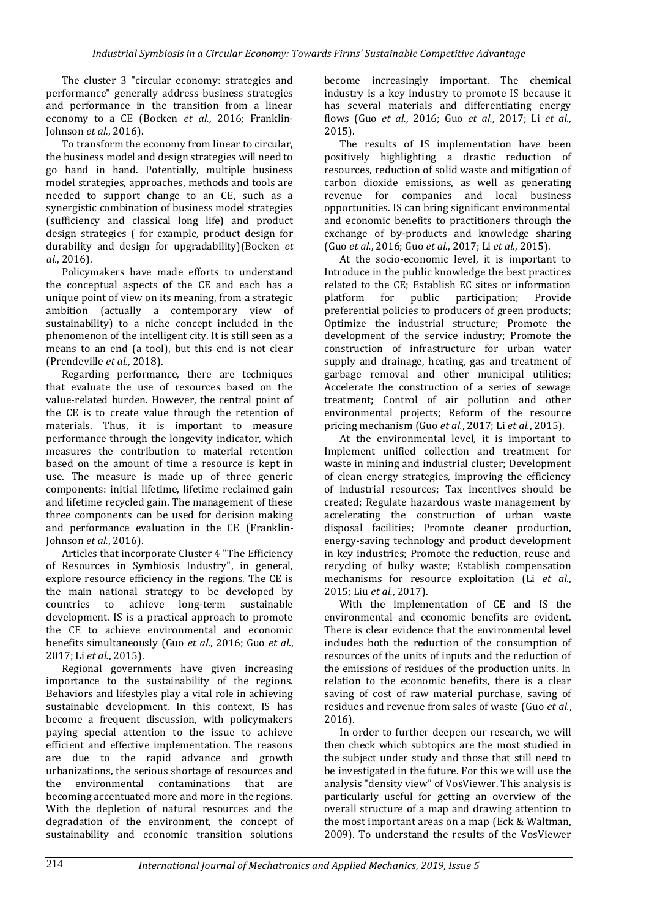The cluster 3 "circular economy: strategies and performance" generally address business strategies and performance in the transition from a linear economy to a CE (Bocken *et al.*, 2016; Franklin-Johnson *et al.*, 2016).

To transform the economy from linear to circular, the business model and design strategies will need to go hand in hand. Potentially, multiple business model strategies, approaches, methods and tools are needed to support change to an CE, such as a synergistic combination of business model strategies (sufficiency and classical long life) and product design strategies ( for example, product design for durability and design for upgradability)(Bocken *et al.*, 2016).

Policymakers have made efforts to understand the conceptual aspects of the CE and each has a unique point of view on its meaning, from a strategic ambition (actually a contemporary view of sustainability) to a niche concept included in the phenomenon of the intelligent city. It is still seen as a means to an end (a tool), but this end is not clear (Prendeville *et al.*, 2018).

Regarding performance, there are techniques that evaluate the use of resources based on the value-related burden. However, the central point of the CE is to create value through the retention of materials. Thus, it is important to measure performance through the longevity indicator, which measures the contribution to material retention based on the amount of time a resource is kept in use. The measure is made up of three generic components: initial lifetime, lifetime reclaimed gain and lifetime recycled gain. The management of these three components can be used for decision making and performance evaluation in the CE (Franklin-Johnson *et al.*, 2016).

Articles that incorporate Cluster 4 "The Efficiency of Resources in Symbiosis Industry", in general, explore resource efficiency in the regions. The CE is the main national strategy to be developed by countries to achieve long-term sustainable development. IS is a practical approach to promote the CE to achieve environmental and economic benefits simultaneously (Guo *et al.*, 2016; Guo *et al.*, 2017; Li *et al.*, 2015).

Regional governments have given increasing importance to the sustainability of the regions. Behaviors and lifestyles play a vital role in achieving sustainable development. In this context, IS has become a frequent discussion, with policymakers paying special attention to the issue to achieve efficient and effective implementation. The reasons are due to the rapid advance and growth urbanizations, the serious shortage of resources and the environmental contaminations that are becoming accentuated more and more in the regions. With the depletion of natural resources and the degradation of the environment, the concept of sustainability and economic transition solutions become increasingly important. The chemical industry is a key industry to promote IS because it has several materials and differentiating energy flows (Guo *et al.*, 2016; Guo *et al.*, 2017; Li *et al.*, 2015).

The results of IS implementation have been positively highlighting a drastic reduction of resources, reduction of solid waste and mitigation of carbon dioxide emissions, as well as generating revenue for companies and local business opportunities. IS can bring significant environmental and economic benefits to practitioners through the exchange of by-products and knowledge sharing (Guo *et al.*, 2016; Guo *et al.*, 2017; Li *et al.*, 2015).

At the socio-economic level, it is important to Introduce in the public knowledge the best practices related to the CE; Establish EC sites or information platform for public participation; Provide preferential policies to producers of green products; Optimize the industrial structure; Promote the development of the service industry; Promote the construction of infrastructure for urban water supply and drainage, heating, gas and treatment of garbage removal and other municipal utilities; Accelerate the construction of a series of sewage treatment; Control of air pollution and other environmental projects; Reform of the resource pricing mechanism (Guo *et al.*, 2017; Li *et al.*, 2015).

At the environmental level, it is important to Implement unified collection and treatment for waste in mining and industrial cluster; Development of clean energy strategies, improving the efficiency of industrial resources; Tax incentives should be created; Regulate hazardous waste management by accelerating the construction of urban waste disposal facilities; Promote cleaner production, energy-saving technology and product development in key industries; Promote the reduction, reuse and recycling of bulky waste; Establish compensation mechanisms for resource exploitation (Li *et al.*, 2015; Liu *et al.*, 2017).

With the implementation of CE and IS the environmental and economic benefits are evident. There is clear evidence that the environmental level includes both the reduction of the consumption of resources of the units of inputs and the reduction of the emissions of residues of the production units. In relation to the economic benefits, there is a clear saving of cost of raw material purchase, saving of residues and revenue from sales of waste (Guo *et al.*, 2016).

In order to further deepen our research, we will then check which subtopics are the most studied in the subject under study and those that still need to be investigated in the future. For this we will use the analysis "density view" of VosViewer. This analysis is particularly useful for getting an overview of the overall structure of a map and drawing attention to the most important areas on a map (Eck & Waltman, 2009). To understand the results of the VosViewer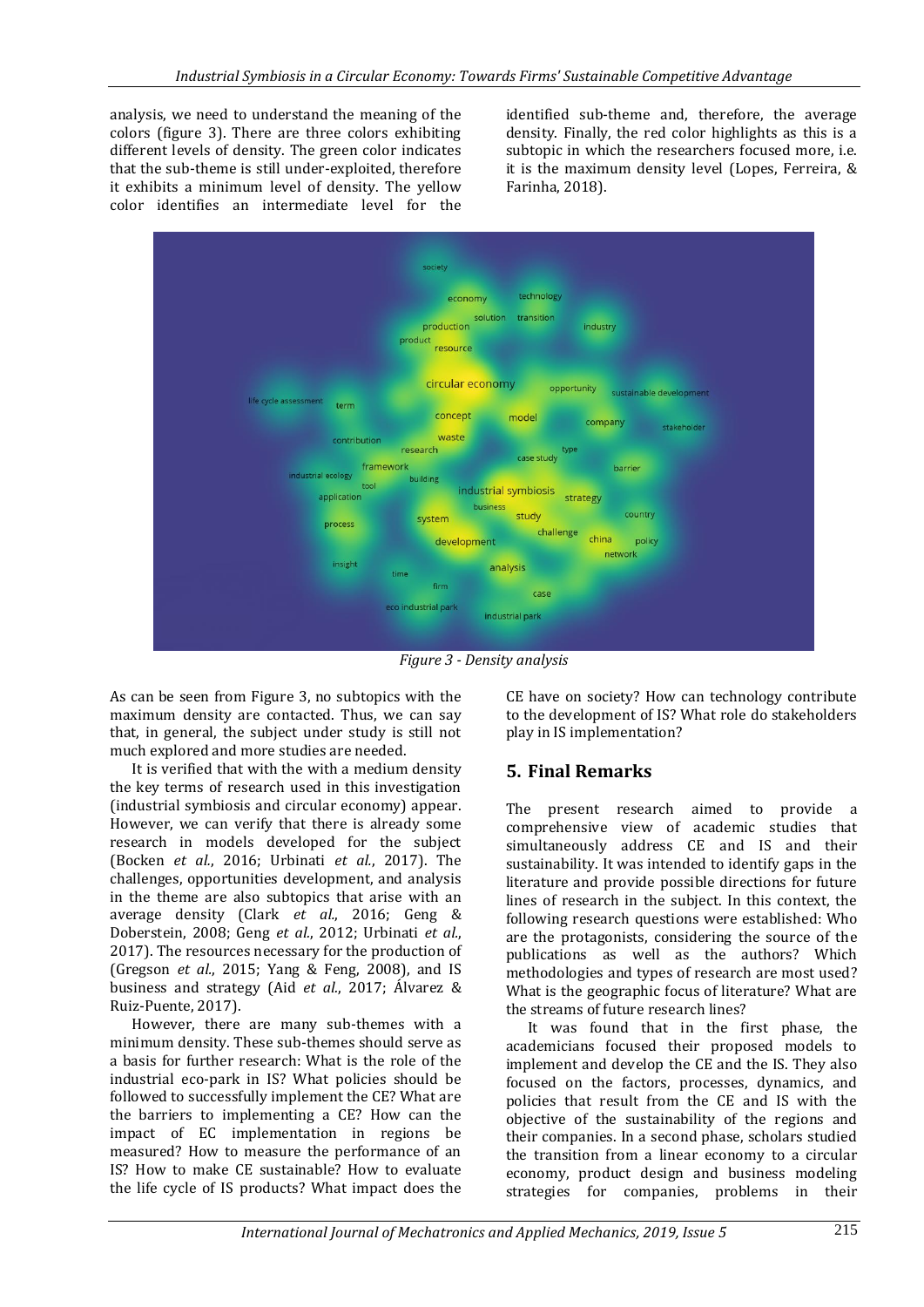analysis, we need to understand the meaning of the colors (figure 3). There are three colors exhibiting different levels of density. The green color indicates that the sub-theme is still under-exploited, therefore it exhibits a minimum level of density. The yellow color identifies an intermediate level for the identified sub-theme and, therefore, the average density. Finally, the red color highlights as this is a subtopic in which the researchers focused more, i.e. it is the maximum density level (Lopes, Ferreira, & Farinha, 2018).

*Figure 3 - Density analysis*

As can be seen from Figure 3, no subtopics with the maximum density are contacted. Thus, we can say that, in general, the subject under study is still not much explored and more studies are needed.

It is verified that with the with a medium density the key terms of research used in this investigation (industrial symbiosis and circular economy) appear. However, we can verify that there is already some research in models developed for the subject (Bocken *et al.*, 2016; Urbinati *et al.*, 2017). The challenges, opportunities development, and analysis in the theme are also subtopics that arise with an average density (Clark *et al.*, 2016; Geng & Doberstein, 2008; Geng *et al.*, 2012; Urbinati *et al.*, 2017). The resources necessary for the production of (Gregson *et al.*, 2015; Yang & Feng, 2008), and IS business and strategy (Aid *et al.*, 2017; Álvarez & Ruiz-Puente, 2017).

However, there are many sub-themes with a minimum density. These sub-themes should serve as a basis for further research: What is the role of the industrial eco-park in IS? What policies should be followed to successfully implement the CE? What are the barriers to implementing a CE? How can the impact of EC implementation in regions be measured? How to measure the performance of an IS? How to make CE sustainable? How to evaluate the life cycle of IS products? What impact does the CE have on society? How can technology contribute to the development of IS? What role do stakeholders play in IS implementation?

## 5. Final Remarks

The present research aimed to provide a comprehensive view of academic studies that simultaneously address CE and IS and their sustainability. It was intended to identify gaps in the literature and provide possible directions for future lines of research in the subject. In this context, the following research questions were established: Who are the protagonists, considering the source of the publications as well as the authors? Which methodologies and types of research are most used? What is the geographic focus of literature? What are the streams of future research lines?

It was found that in the first phase, the academicians focused their proposed models to implement and develop the CE and the IS. They also focused on the factors, processes, dynamics, and policies that result from the CE and IS with the objective of the sustainability of the regions and their companies. In a second phase, scholars studied the transition from a linear economy to a circular economy, product design and business modeling strategies for companies, problems in their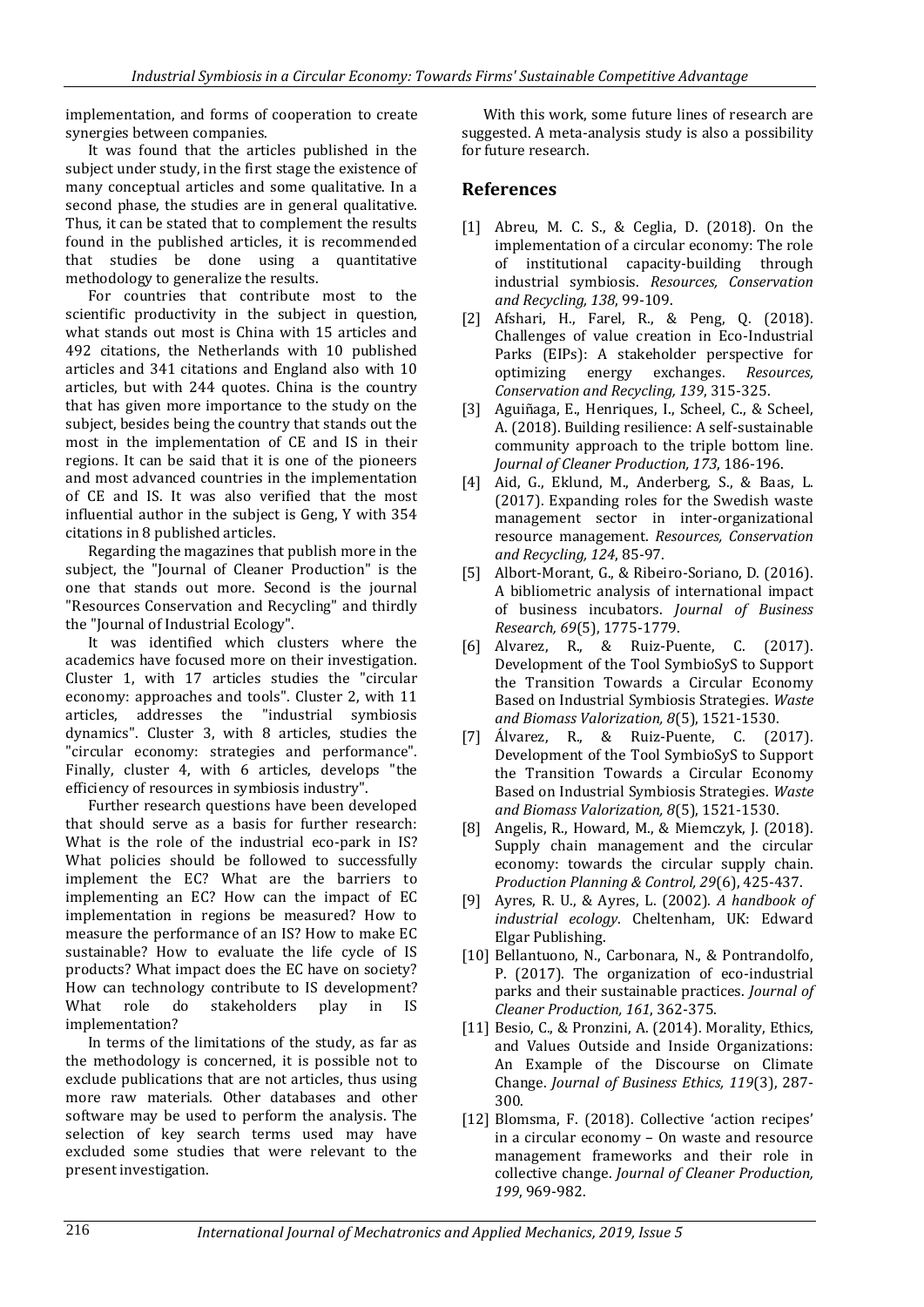implementation, and forms of cooperation to create synergies between companies.

It was found that the articles published in the subject under study, in the first stage the existence of many conceptual articles and some qualitative. In a second phase, the studies are in general qualitative. Thus, it can be stated that to complement the results found in the published articles, it is recommended that studies be done using a quantitative methodology to generalize the results.

For countries that contribute most to the scientific productivity in the subject in question, what stands out most is China with 15 articles and 492 citations, the Netherlands with 10 published articles and 341 citations and England also with 10 articles, but with 244 quotes. China is the country that has given more importance to the study on the subject, besides being the country that stands out the most in the implementation of CE and IS in their regions. It can be said that it is one of the pioneers and most advanced countries in the implementation of CE and IS. It was also verified that the most influential author in the subject is Geng, Y with 354 citations in 8 published articles.

Regarding the magazines that publish more in the subject, the "Journal of Cleaner Production" is the one that stands out more. Second is the journal "Resources Conservation and Recycling" and thirdly the "Journal of Industrial Ecology".

It was identified which clusters where the academics have focused more on their investigation. Cluster 1, with 17 articles studies the "circular economy: approaches and tools". Cluster 2, with 11 articles, addresses the "industrial symbiosis dynamics". Cluster 3, with 8 articles, studies the "circular economy: strategies and performance". Finally, cluster 4, with 6 articles, develops "the efficiency of resources in symbiosis industry".

Further research questions have been developed that should serve as a basis for further research: What is the role of the industrial eco-park in IS? What policies should be followed to successfully implement the EC? What are the barriers to implementing an EC? How can the impact of EC implementation in regions be measured? How to measure the performance of an IS? How to make EC sustainable? How to evaluate the life cycle of IS products? What impact does the EC have on society? How can technology contribute to IS development? What role do stakeholders play in IS implementation?

In terms of the limitations of the study, as far as the methodology is concerned, it is possible not to exclude publications that are not articles, thus using more raw materials. Other databases and other software may be used to perform the analysis. The selection of key search terms used may have excluded some studies that were relevant to the present investigation.

With this work, some future lines of research are suggested. A meta-analysis study is also a possibility for future research.

## References

[1] Abreu, M. C. S., & Ceglia, D. (2018). On the implementation of a circular economy: The role of institutional capacity-building through industrial symbiosis. *Resources, Conservation and Recycling, 138*, 99-109.

[2] Afshari, H., Farel, R., & Peng, Q. (2018). Challenges of value creation in Eco-Industrial Parks (EIPs): A stakeholder perspective for optimizing energy exchanges. *Resources, Conservation and Recycling, 139*, 315-325.

[3] Aguiñaga, E., Henriques, I., Scheel, C., & Scheel, A. (2018). Building resilience: A self-sustainable community approach to the triple bottom line. *Journal of Cleaner Production, 173*, 186-196.

[4] Aid, G., Eklund, M., Anderberg, S., & Baas, L. (2017). Expanding roles for the Swedish waste management sector in inter-organizational resource management. *Resources, Conservation and Recycling, 124*, 85-97.

[5] Albort-Morant, G., & Ribeiro-Soriano, D. (2016). A bibliometric analysis of international impact of business incubators. *Journal of Business Research, 69*(5), 1775-1779.

[6] Alvarez, R., & Ruiz-Puente, C. (2017). Development of the Tool SymbioSyS to Support the Transition Towards a Circular Economy Based on Industrial Symbiosis Strategies. *Waste and Biomass Valorization, 8*(5), 1521-1530.

[7] Álvarez, R., & Ruiz-Puente, C. (2017). Development of the Tool SymbioSyS to Support the Transition Towards a Circular Economy Based on Industrial Symbiosis Strategies. *Waste and Biomass Valorization, 8*(5), 1521-1530.

[8] Angelis, R., Howard, M., & Miemczyk, J. (2018). Supply chain management and the circular economy: towards the circular supply chain. *Production Planning & Control, 29*(6), 425-437.

[9] Ayres, R. U., & Ayres, L. (2002). *A handbook of industrial ecology*. Cheltenham, UK: Edward Elgar Publishing.

[10] Bellantuono, N., Carbonara, N., & Pontrandolfo, P. (2017). The organization of eco-industrial parks and their sustainable practices. *Journal of Cleaner Production, 161*, 362-375.

[11] Besio, C., & Pronzini, A. (2014). Morality, Ethics, and Values Outside and Inside Organizations: An Example of the Discourse on Climate Change. *Journal of Business Ethics, 119*(3), 287-300.

[12] Blomsma, F. (2018). Collective 'action recipes' in a circular economy – On waste and resource management frameworks and their role in collective change. *Journal of Cleaner Production, 199*, 969-982.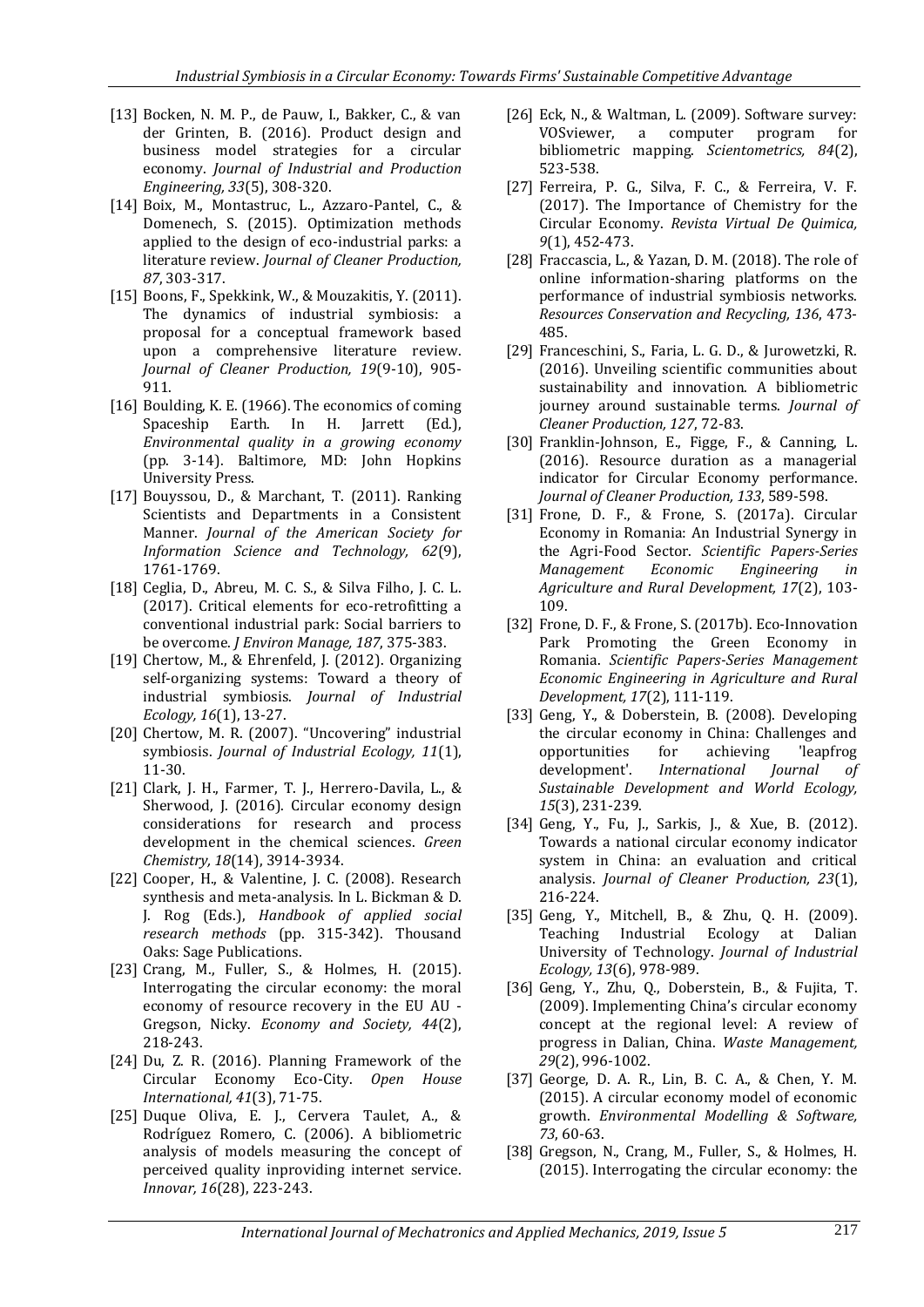[13] Bocken, N. M. P., de Pauw, I., Bakker, C., & van der Grinten, B. (2016). Product design and business model strategies for a circular economy. *Journal of Industrial and Production Engineering, 33*(5), 308-320.

[14] Boix, M., Montastruc, L., Azzaro-Pantel, C., & Domenech, S. (2015). Optimization methods applied to the design of eco-industrial parks: a literature review. *Journal of Cleaner Production, 87*, 303-317.

[15] Boons, F., Spekkink, W., & Mouzakitis, Y. (2011). The dynamics of industrial symbiosis: a proposal for a conceptual framework based upon a comprehensive literature review. *Journal of Cleaner Production, 19*(9-10), 905-911.

[16] Boulding, K. E. (1966). The economics of coming Spaceship Earth. In H. Jarrett (Ed.), *Environmental quality in a growing economy* (pp. 3-14). Baltimore, MD: John Hopkins University Press.

[17] Bouyssou, D., & Marchant, T. (2011). Ranking Scientists and Departments in a Consistent Manner. *Journal of the American Society for Information Science and Technology, 62*(9), 1761-1769.

[18] Ceglia, D., Abreu, M. C. S., & Silva Filho, J. C. L. (2017). Critical elements for eco-retrofitting a conventional industrial park: Social barriers to be overcome. *J Environ Manage, 187*, 375-383.

[19] Chertow, M., & Ehrenfeld, J. (2012). Organizing self-organizing systems: Toward a theory of industrial symbiosis. *Journal of Industrial Ecology, 16*(1), 13-27.

[20] Chertow, M. R. (2007). "Uncovering" industrial symbiosis. *Journal of Industrial Ecology, 11*(1), 11-30.

[21] Clark, J. H., Farmer, T. J., Herrero-Davila, L., & Sherwood, J. (2016). Circular economy design considerations for research and process development in the chemical sciences. *Green Chemistry, 18*(14), 3914-3934.

[22] Cooper, H., & Valentine, J. C. (2008). Research synthesis and meta-analysis. In L. Bickman & D. J. Rog (Eds.), *Handbook of applied social research methods* (pp. 315-342). Thousand Oaks: Sage Publications.

[23] Crang, M., Fuller, S., & Holmes, H. (2015). Interrogating the circular economy: the moral economy of resource recovery in the EU AU - Gregson, Nicky. *Economy and Society, 44*(2), 218-243.

[24] Du, Z. R. (2016). Planning Framework of the Circular Economy Eco-City. *Open House International, 41*(3), 71-75.

[25] Duque Oliva, E. J., Cervera Taulet, A., & Rodríguez Romero, C. (2006). A bibliometric analysis of models measuring the concept of perceived quality inproviding internet service. *Innovar, 16*(28), 223-243.

[26] Eck, N., & Waltman, L. (2009). Software survey: VOSviewer, a computer program for bibliometric mapping. *Scientometrics, 84*(2), 523-538.

[27] Ferreira, P. G., Silva, F. C., & Ferreira, V. F. (2017). The Importance of Chemistry for the Circular Economy. *Revista Virtual De Quimica, 9*(1), 452-473.

[28] Fraccascia, L., & Yazan, D. M. (2018). The role of online information-sharing platforms on the performance of industrial symbiosis networks. *Resources Conservation and Recycling, 136*, 473-485.

[29] Franceschini, S., Faria, L. G. D., & Jurowetzki, R. (2016). Unveiling scientific communities about sustainability and innovation. A bibliometric journey around sustainable terms. *Journal of Cleaner Production, 127*, 72-83.

[30] Franklin-Johnson, E., Figge, F., & Canning, L. (2016). Resource duration as a managerial indicator for Circular Economy performance. *Journal of Cleaner Production, 133*, 589-598.

[31] Frone, D. F., & Frone, S. (2017a). Circular Economy in Romania: An Industrial Synergy in the Agri-Food Sector. *Scientific Papers-Series Management Economic Engineering in Agriculture and Rural Development, 17*(2), 103-109.

[32] Frone, D. F., & Frone, S. (2017b). Eco-Innovation Park Promoting the Green Economy in Romania. *Scientific Papers-Series Management Economic Engineering in Agriculture and Rural Development, 17*(2), 111-119.

[33] Geng, Y., & Doberstein, B. (2008). Developing the circular economy in China: Challenges and opportunities for achieving 'leapfrog development'. *International Journal of Sustainable Development and World Ecology, 15*(3), 231-239.

[34] Geng, Y., Fu, J., Sarkis, J., & Xue, B. (2012). Towards a national circular economy indicator system in China: an evaluation and critical analysis. *Journal of Cleaner Production, 23*(1), 216-224.

[35] Geng, Y., Mitchell, B., & Zhu, Q. H. (2009). Teaching Industrial Ecology at Dalian University of Technology. *Journal of Industrial Ecology, 13*(6), 978-989.

[36] Geng, Y., Zhu, Q., Doberstein, B., & Fujita, T. (2009). Implementing China's circular economy concept at the regional level: A review of progress in Dalian, China. *Waste Management, 29*(2), 996-1002.

[37] George, D. A. R., Lin, B. C. A., & Chen, Y. M. (2015). A circular economy model of economic growth. *Environmental Modelling & Software, 73*, 60-63.

[38] Gregson, N., Crang, M., Fuller, S., & Holmes, H. (2015). Interrogating the circular economy: the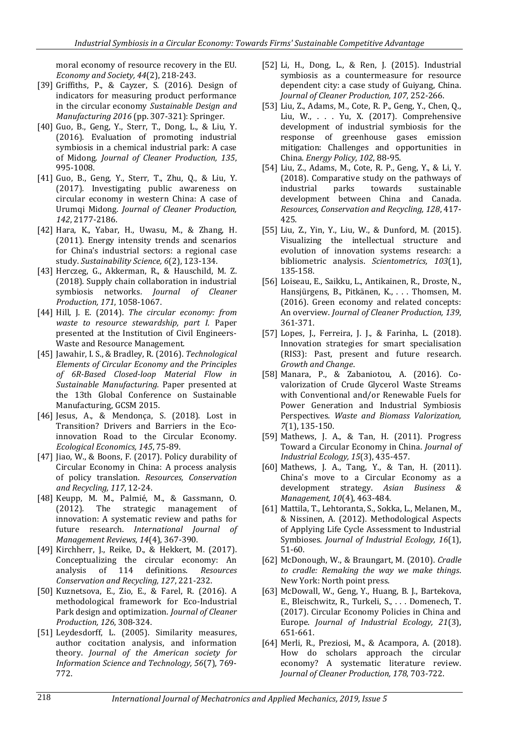moral economy of resource recovery in the EU. *Economy and Society, 44*(2), 218-243.

[39] Griffiths, P., & Cayzer, S. (2016). Design of indicators for measuring product performance in the circular economy *Sustainable Design and Manufacturing 2016* (pp. 307-321): Springer.

[40] Guo, B., Geng, Y., Sterr, T., Dong, L., & Liu, Y. (2016). Evaluation of promoting industrial symbiosis in a chemical industrial park: A case of Midong. *Journal of Cleaner Production, 135*, 995-1008.

[41] Guo, B., Geng, Y., Sterr, T., Zhu, Q., & Liu, Y. (2017). Investigating public awareness on circular economy in western China: A case of Urumqi Midong. *Journal of Cleaner Production, 142*, 2177-2186.

[42] Hara, K., Yabar, H., Uwasu, M., & Zhang, H. (2011). Energy intensity trends and scenarios for China's industrial sectors: a regional case study. *Sustainability Science, 6*(2), 123-134.

[43] Herczeg, G., Akkerman, R., & Hauschild, M. Z. (2018). Supply chain collaboration in industrial symbiosis networks. *Journal of Cleaner Production, 171*, 1058-1067.

[44] Hill, J. E. (2014). *The circular economy: from waste to resource stewardship, part I.* Paper presented at the Institution of Civil Engineers-Waste and Resource Management.

[45] Jawahir, I. S., & Bradley, R. (2016). *Technological Elements of Circular Economy and the Principles of 6R-Based Closed-loop Material Flow in Sustainable Manufacturing.* Paper presented at the 13th Global Conference on Sustainable Manufacturing, GCSM 2015.

[46] Jesus, A., & Mendonça, S. (2018). Lost in Transition? Drivers and Barriers in the Eco-innovation Road to the Circular Economy. *Ecological Economics, 145*, 75-89.

[47] Jiao, W., & Boons, F. (2017). Policy durability of Circular Economy in China: A process analysis of policy translation. *Resources, Conservation and Recycling, 117*, 12-24.

[48] Keupp, M. M., Palmié, M., & Gassmann, O. (2012). The strategic management of innovation: A systematic review and paths for future research. *International Journal of Management Reviews, 14*(4), 367-390.

[49] Kirchherr, J., Reike, D., & Hekkert, M. (2017). Conceptualizing the circular economy: An analysis of 114 definitions. *Resources Conservation and Recycling, 127*, 221-232.

[50] Kuznetsova, E., Zio, E., & Farel, R. (2016). A methodological framework for Eco-Industrial Park design and optimization. *Journal of Cleaner Production, 126*, 308-324.

[51] Leydesdorff, L. (2005). Similarity measures, author cocitation analysis, and information theory. *Journal of the American society for Information Science and Technology, 56*(7), 769-772.

[52] Li, H., Dong, L., & Ren, J. (2015). Industrial symbiosis as a countermeasure for resource dependent city: a case study of Guiyang, China. *Journal of Cleaner Production, 107*, 252-266.

[53] Liu, Z., Adams, M., Cote, R. P., Geng, Y., Chen, Q., Liu, W., . . . Yu, X. (2017). Comprehensive development of industrial symbiosis for the response of greenhouse gases emission mitigation: Challenges and opportunities in China. *Energy Policy, 102*, 88-95.

[54] Liu, Z., Adams, M., Cote, R. P., Geng, Y., & Li, Y. (2018). Comparative study on the pathways of industrial parks towards sustainable development between China and Canada. *Resources, Conservation and Recycling, 128*, 417-425.

[55] Liu, Z., Yin, Y., Liu, W., & Dunford, M. (2015). Visualizing the intellectual structure and evolution of innovation systems research: a bibliometric analysis. *Scientometrics, 103*(1), 135-158.

[56] Loiseau, E., Saikku, L., Antikainen, R., Droste, N., Hansjürgens, B., Pitkänen, K., . . . Thomsen, M. (2016). Green economy and related concepts: An overview. *Journal of Cleaner Production, 139*, 361-371.

[57] Lopes, J., Ferreira, J. J., & Farinha, L. (2018). Innovation strategies for smart specialisation (RIS3): Past, present and future research. *Growth and Change*.

[58] Manara, P., & Zabaniotou, A. (2016). Co-valorization of Crude Glycerol Waste Streams with Conventional and/or Renewable Fuels for Power Generation and Industrial Symbiosis Perspectives. *Waste and Biomass Valorization, 7*(1), 135-150.

[59] Mathews, J. A., & Tan, H. (2011). Progress Toward a Circular Economy in China. *Journal of Industrial Ecology, 15*(3), 435-457.

[60] Mathews, J. A., Tang, Y., & Tan, H. (2011). China's move to a Circular Economy as a development strategy. *Asian Business & Management, 10*(4), 463-484.

[61] Mattila, T., Lehtoranta, S., Sokka, L., Melanen, M., & Nissinen, A. (2012). Methodological Aspects of Applying Life Cycle Assessment to Industrial Symbioses. *Journal of Industrial Ecology, 16*(1), 51-60.

[62] McDonough, W., & Braungart, M. (2010). *Cradle to cradle: Remaking the way we make things.* New York: North point press.

[63] McDowall, W., Geng, Y., Huang, B. J., Bartekova, E., Bleischwitz, R., Turkeli, S., . . . Domenech, T. (2017). Circular Economy Policies in China and Europe. *Journal of Industrial Ecology, 21*(3), 651-661.

[64] Merli, R., Preziosi, M., & Acampora, A. (2018). How do scholars approach the circular economy? A systematic literature review. *Journal of Cleaner Production, 178*, 703-722.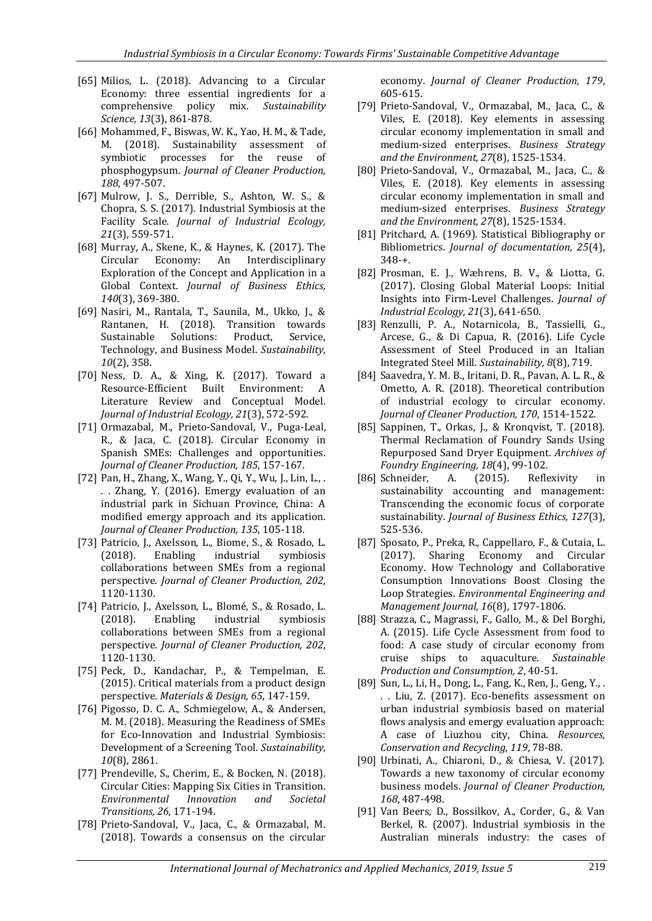[65] Milios, L. (2018). Advancing to a Circular Economy: three essential ingredients for a comprehensive policy mix. *Sustainability Science, 13*(3), 861-878.

[66] Mohammed, F., Biswas, W. K., Yao, H. M., & Tade, M. (2018). Sustainability assessment of symbiotic processes for the reuse of phosphogypsum. *Journal of Cleaner Production, 188*, 497-507.

[67] Mulrow, J. S., Derrible, S., Ashton, W. S., & Chopra, S. S. (2017). Industrial Symbiosis at the Facility Scale. *Journal of Industrial Ecology, 21*(3), 559-571.

[68] Murray, A., Skene, K., & Haynes, K. (2017). The Circular Economy: An Interdisciplinary Exploration of the Concept and Application in a Global Context. *Journal of Business Ethics, 140*(3), 369-380.

[69] Nasiri, M., Rantala, T., Saunila, M., Ukko, J., & Rantanen, H. (2018). Transition towards Sustainable Solutions: Product, Service, Technology, and Business Model. *Sustainability, 10*(2), 358.

[70] Ness, D. A., & Xing, K. (2017). Toward a Resource-Efficient Built Environment: A Literature Review and Conceptual Model. *Journal of Industrial Ecology, 21*(3), 572-592.

[71] Ormazabal, M., Prieto-Sandoval, V., Puga-Leal, R., & Jaca, C. (2018). Circular Economy in Spanish SMEs: Challenges and opportunities. *Journal of Cleaner Production, 185*, 157-167.

[72] Pan, H., Zhang, X., Wang, Y., Qi, Y., Wu, J., Lin, L., . . . Zhang, Y. (2016). Emergy evaluation of an industrial park in Sichuan Province, China: A modified emergy approach and its application. *Journal of Cleaner Production, 135*, 105-118.

[73] Patricio, J., Axelsson, L., Biome, S., & Rosado, L. (2018). Enabling industrial symbiosis collaborations between SMEs from a regional perspective. *Journal of Cleaner Production, 202*, 1120-1130.

[74] Patricio, J., Axelsson, L., Blomé, S., & Rosado, L. (2018). Enabling industrial symbiosis collaborations between SMEs from a regional perspective. *Journal of Cleaner Production, 202*, 1120-1130.

[75] Peck, D., Kandachar, P., & Tempelman, E. (2015). Critical materials from a product design perspective. *Materials & Design, 65*, 147-159.

[76] Pigosso, D. C. A., Schmiegelow, A., & Andersen, M. M. (2018). Measuring the Readiness of SMEs for Eco-Innovation and Industrial Symbiosis: Development of a Screening Tool. *Sustainability, 10*(8), 2861.

[77] Prendeville, S., Cherim, E., & Bocken, N. (2018). Circular Cities: Mapping Six Cities in Transition. *Environmental Innovation and Societal Transitions, 26*, 171-194.

[78] Prieto-Sandoval, V., Jaca, C., & Ormazabal, M. (2018). Towards a consensus on the circular economy. *Journal of Cleaner Production, 179*, 605-615.

[79] Prieto-Sandoval, V., Ormazabal, M., Jaca, C., & Viles, E. (2018). Key elements in assessing circular economy implementation in small and medium-sized enterprises. *Business Strategy and the Environment, 27*(8), 1525-1534.

[80] Prieto-Sandoval, V., Ormazabal, M., Jaca, C., & Viles, E. (2018). Key elements in assessing circular economy implementation in small and medium-sized enterprises. *Business Strategy and the Environment, 27*(8), 1525-1534.

[81] Pritchard, A. (1969). Statistical Bibliography or Bibliometrics. *Journal of documentation, 25*(4), 348-+.

[82] Prosman, E. J., Wæhrens, B. V., & Liotta, G. (2017). Closing Global Material Loops: Initial Insights into Firm-Level Challenges. *Journal of Industrial Ecology, 21*(3), 641-650.

[83] Renzulli, P. A., Notarnicola, B., Tassielli, G., Arcese, G., & Di Capua, R. (2016). Life Cycle Assessment of Steel Produced in an Italian Integrated Steel Mill. *Sustainability, 8*(8), 719.

[84] Saavedra, Y. M. B., Iritani, D. R., Pavan, A. L. R., & Ometto, A. R. (2018). Theoretical contribution of industrial ecology to circular economy. *Journal of Cleaner Production, 170*, 1514-1522.

[85] Sappinen, T., Orkas, J., & Kronqvist, T. (2018). Thermal Reclamation of Foundry Sands Using Repurposed Sand Dryer Equipment. *Archives of Foundry Engineering, 18*(4), 99-102.

[86] Schneider, A. (2015). Reflexivity in sustainability accounting and management: Transcending the economic focus of corporate sustainability. *Journal of Business Ethics, 127*(3), 525-536.

[87] Sposato, P., Preka, R., Cappellaro, F., & Cutaia, L. (2017). Sharing Economy and Circular Economy. How Technology and Collaborative Consumption Innovations Boost Closing the Loop Strategies. *Environmental Engineering and Management Journal, 16*(8), 1797-1806.

[88] Strazza, C., Magrassi, F., Gallo, M., & Del Borghi, A. (2015). Life Cycle Assessment from food to food: A case study of circular economy from cruise ships to aquaculture. *Sustainable Production and Consumption, 2*, 40-51.

[89] Sun, L., Li, H., Dong, L., Fang, K., Ren, J., Geng, Y., . . . Liu, Z. (2017). Eco-benefits assessment on urban industrial symbiosis based on material flows analysis and emergy evaluation approach: A case of Liuzhou city, China. *Resources, Conservation and Recycling, 119*, 78-88.

[90] Urbinati, A., Chiaroni, D., & Chiesa, V. (2017). Towards a new taxonomy of circular economy business models. *Journal of Cleaner Production, 168*, 487-498.

[91] Van Beers, D., Bossilkov, A., Corder, G., & Van Berkel, R. (2007). Industrial symbiosis in the Australian minerals industry: the cases of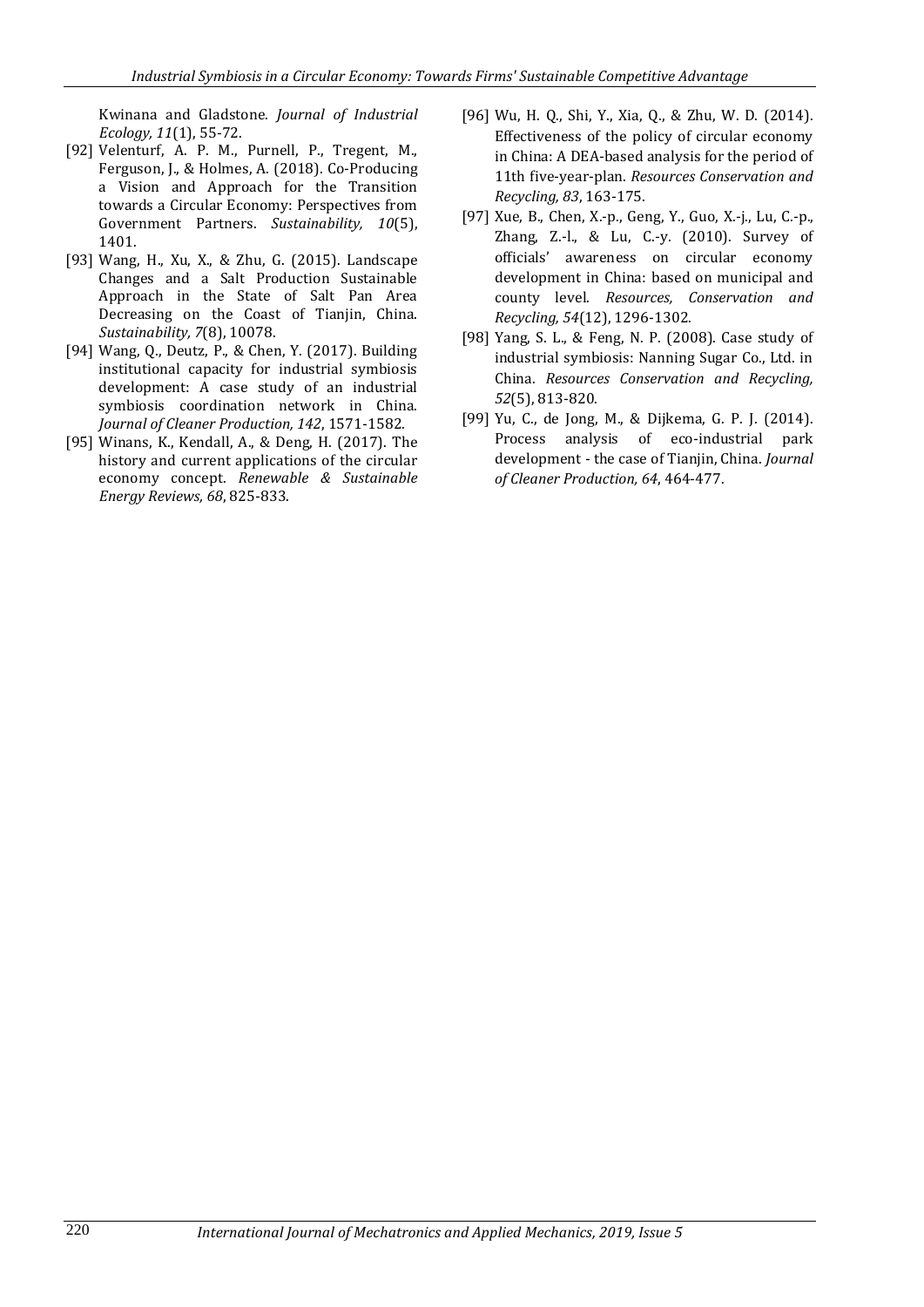Kwinana and Gladstone. *Journal of Industrial Ecology, 11*(1), 55-72.

[92] Velenturf, A. P. M., Purnell, P., Tregent, M., Ferguson, J., & Holmes, A. (2018). Co-Producing a Vision and Approach for the Transition towards a Circular Economy: Perspectives from Government Partners. *Sustainability, 10*(5), 1401.

[93] Wang, H., Xu, X., & Zhu, G. (2015). Landscape Changes and a Salt Production Sustainable Approach in the State of Salt Pan Area Decreasing on the Coast of Tianjin, China. *Sustainability, 7*(8), 10078.

[94] Wang, Q., Deutz, P., & Chen, Y. (2017). Building institutional capacity for industrial symbiosis development: A case study of an industrial symbiosis coordination network in China. *Journal of Cleaner Production, 142*, 1571-1582.

[95] Winans, K., Kendall, A., & Deng, H. (2017). The history and current applications of the circular economy concept. *Renewable & Sustainable Energy Reviews, 68*, 825-833.

[96] Wu, H. Q., Shi, Y., Xia, Q., & Zhu, W. D. (2014). Effectiveness of the policy of circular economy in China: A DEA-based analysis for the period of 11th five-year-plan. *Resources Conservation and Recycling, 83*, 163-175.

[97] Xue, B., Chen, X.-p., Geng, Y., Guo, X.-j., Lu, C.-p., Zhang, Z.-l., & Lu, C.-y. (2010). Survey of officials' awareness on circular economy development in China: based on municipal and county level. *Resources, Conservation and Recycling, 54*(12), 1296-1302.

[98] Yang, S. L., & Feng, N. P. (2008). Case study of industrial symbiosis: Nanning Sugar Co., Ltd. in China. *Resources Conservation and Recycling, 52*(5), 813-820.

[99] Yu, C., de Jong, M., & Dijkema, G. P. J. (2014). Process analysis of eco-industrial park development - the case of Tianjin, China. *Journal of Cleaner Production, 64*, 464-477.